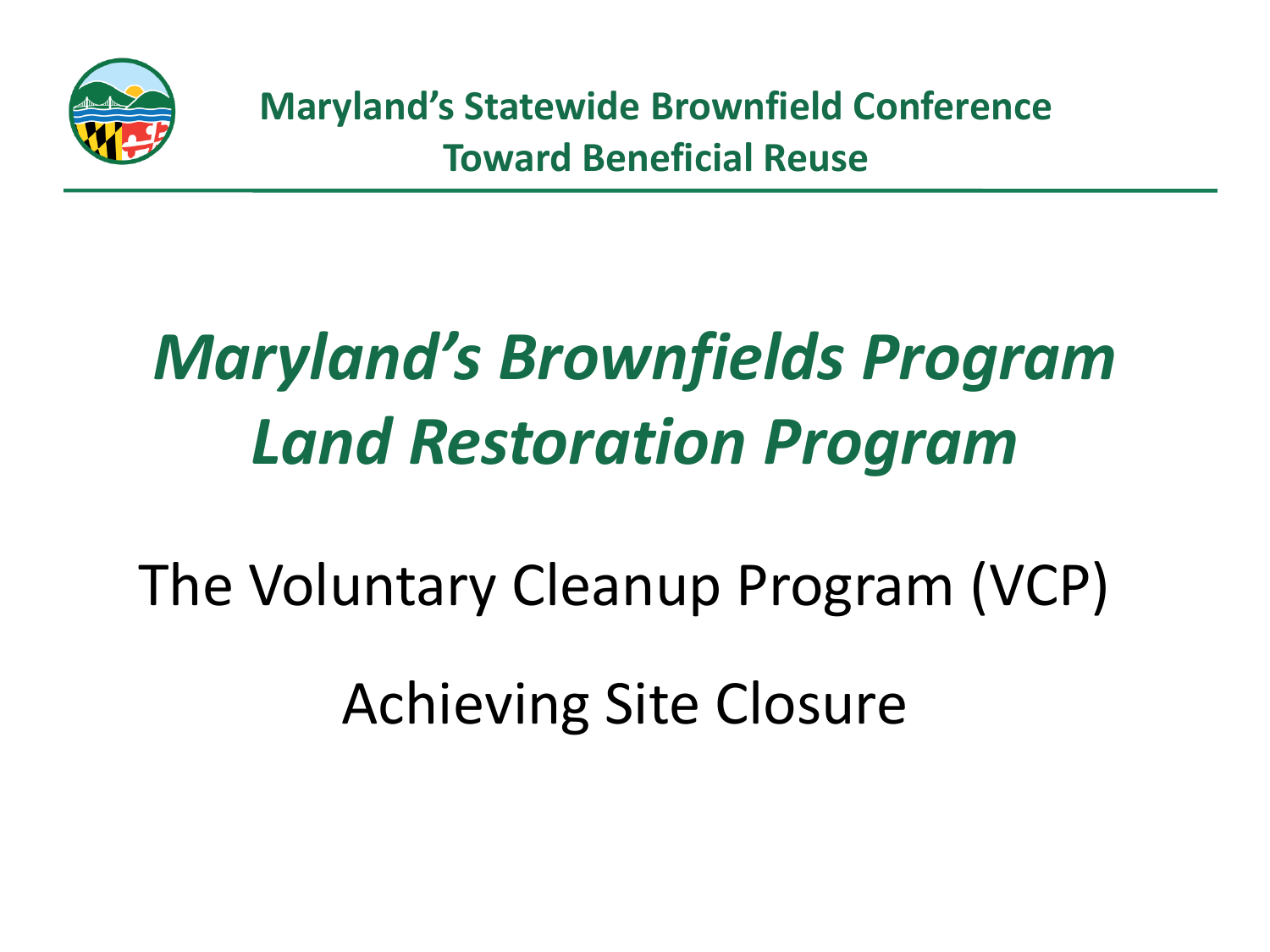**Maryland's Statewide Brownfield Conference**
**Toward Beneficial Reuse**

# *Maryland's Brownfields Program*
# *Land Restoration Program*

## The Voluntary Cleanup Program (VCP)

## Achieving Site Closure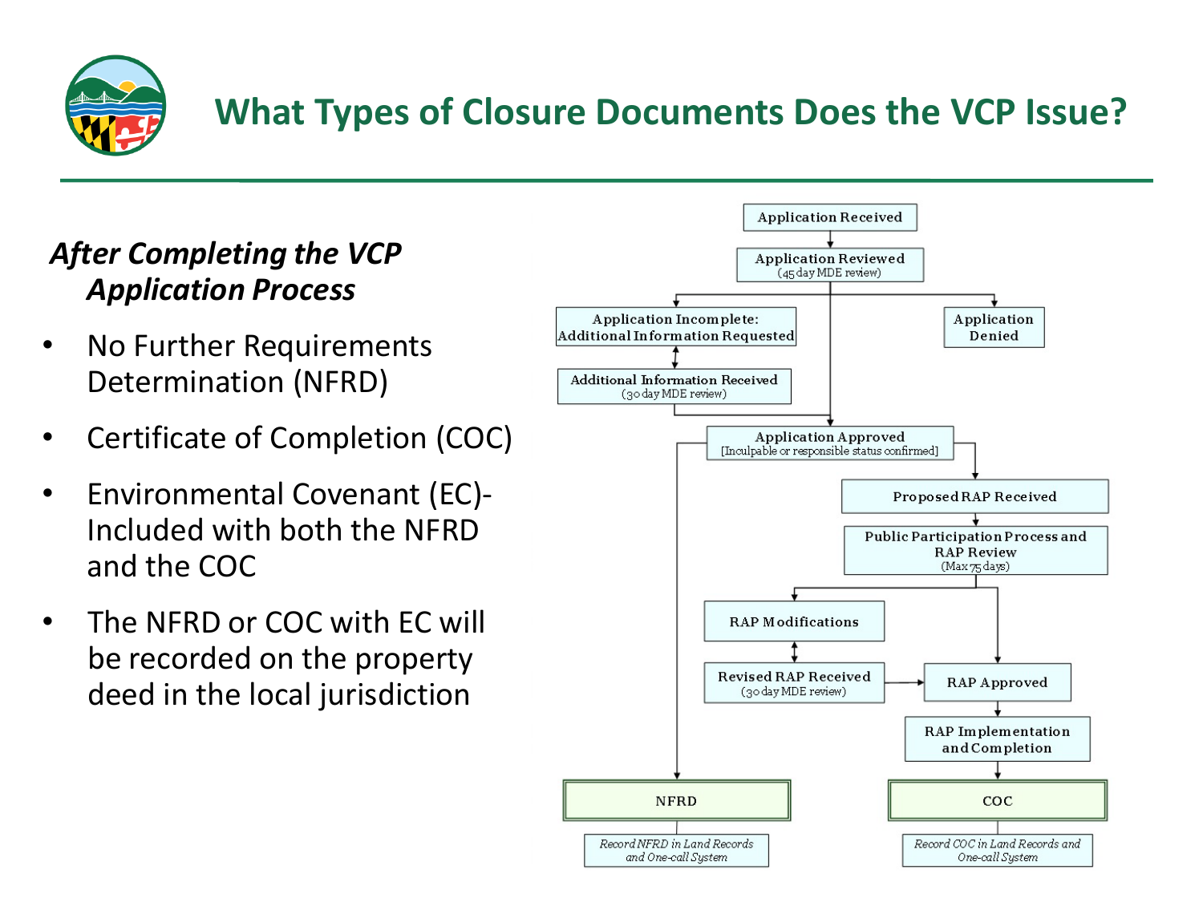# What Types of Closure Documents Does the VCP Issue?

***After Completing the VCP Application Process***

- No Further Requirements Determination (NFRD)
- Certificate of Completion (COC)
- Environmental Covenant (EC)- Included with both the NFRD and the COC
- The NFRD or COC with EC will be recorded on the property deed in the local jurisdiction

Application Received

Application Reviewed
(45 day MDE review)

Application Incomplete: Additional Information Requested

Application Denied

Additional Information Received
(30 day MDE review)

Application Approved
[Inculpable or responsible status confirmed]

Proposed RAP Received

Public Participation Process and RAP Review
(Max 75 days)

RAP Modifications

Revised RAP Received
(30 day MDE review)

RAP Approved

RAP Implementation and Completion

NFRD

*Record NFRD in Land Records and One-call System*

COC

*Record COC in Land Records and One-call System*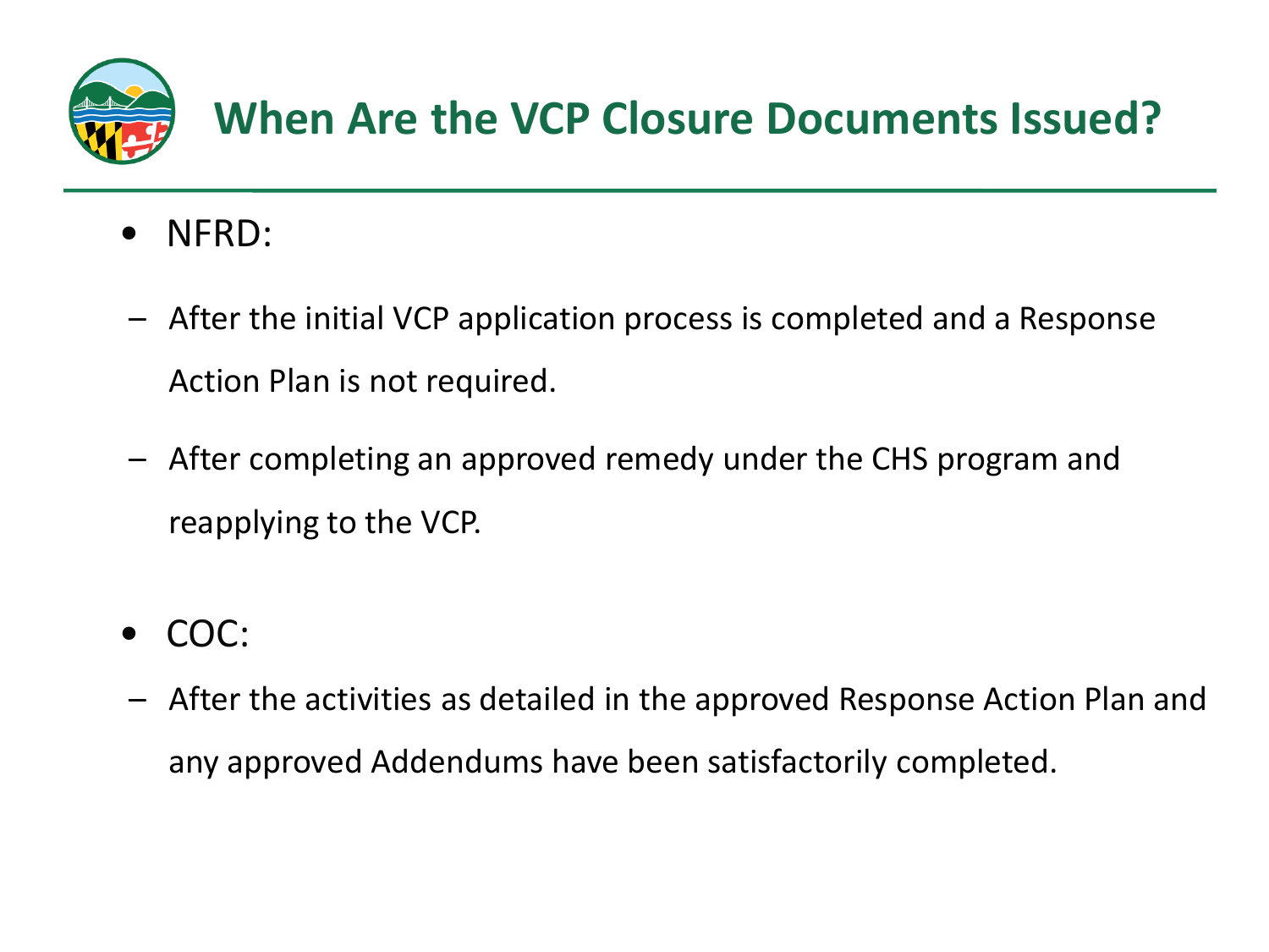# When Are the VCP Closure Documents Issued?

- NFRD:
  - After the initial VCP application process is completed and a Response Action Plan is not required.
  - After completing an approved remedy under the CHS program and reapplying to the VCP.
- COC:
  - After the activities as detailed in the approved Response Action Plan and any approved Addendums have been satisfactorily completed.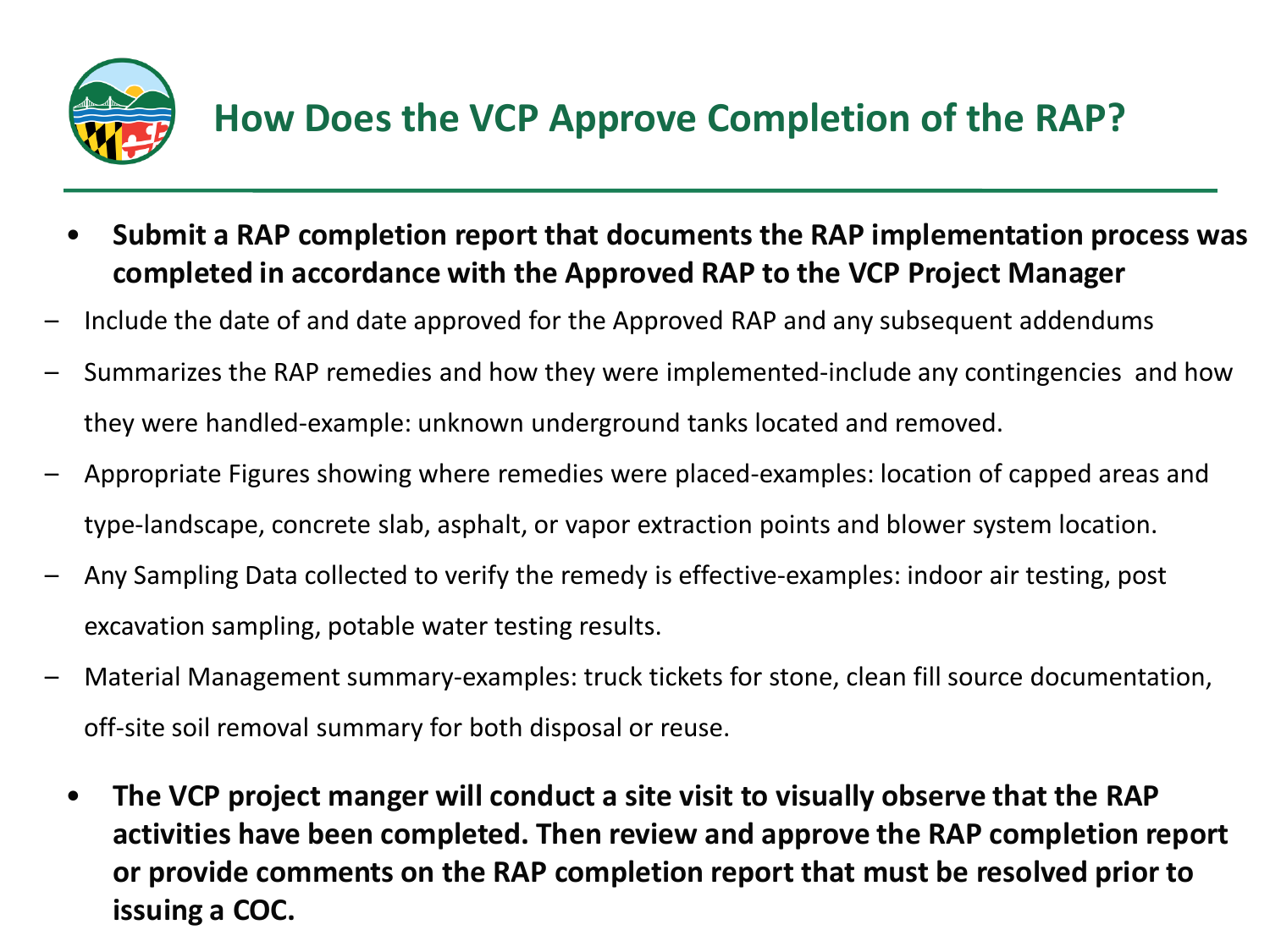# How Does the VCP Approve Completion of the RAP?

- **Submit a RAP completion report that documents the RAP implementation process was completed in accordance with the Approved RAP to the VCP Project Manager**

– Include the date of and date approved for the Approved RAP and any subsequent addendums

– Summarizes the RAP remedies and how they were implemented-include any contingencies and how they were handled-example: unknown underground tanks located and removed.

– Appropriate Figures showing where remedies were placed-examples: location of capped areas and type-landscape, concrete slab, asphalt, or vapor extraction points and blower system location.

– Any Sampling Data collected to verify the remedy is effective-examples: indoor air testing, post excavation sampling, potable water testing results.

– Material Management summary-examples: truck tickets for stone, clean fill source documentation, off-site soil removal summary for both disposal or reuse.

- **The VCP project manger will conduct a site visit to visually observe that the RAP activities have been completed. Then review and approve the RAP completion report or provide comments on the RAP completion report that must be resolved prior to issuing a COC.**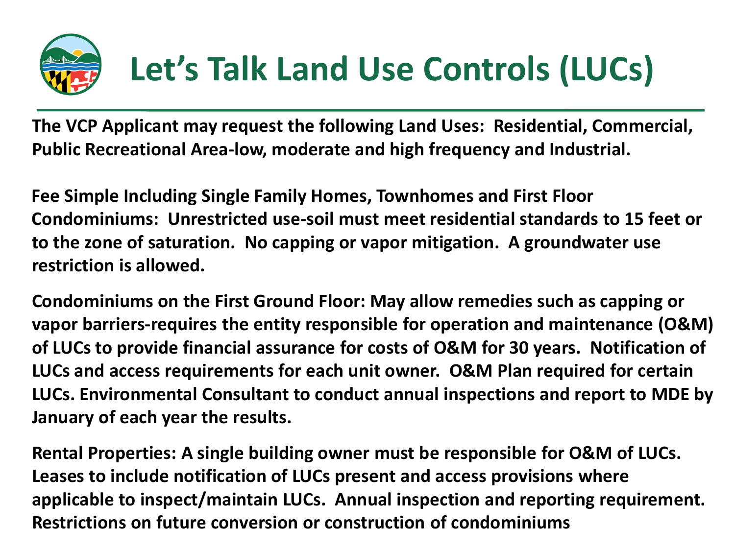# Let's Talk Land Use Controls (LUCs)

**The VCP Applicant may request the following Land Uses: Residential, Commercial, Public Recreational Area-low, moderate and high frequency and Industrial.**

**Fee Simple Including Single Family Homes, Townhomes and First Floor Condominiums: Unrestricted use-soil must meet residential standards to 15 feet or to the zone of saturation. No capping or vapor mitigation. A groundwater use restriction is allowed.**

**Condominiums on the First Ground Floor: May allow remedies such as capping or vapor barriers-requires the entity responsible for operation and maintenance (O&M) of LUCs to provide financial assurance for costs of O&M for 30 years. Notification of LUCs and access requirements for each unit owner. O&M Plan required for certain LUCs. Environmental Consultant to conduct annual inspections and report to MDE by January of each year the results.**

**Rental Properties: A single building owner must be responsible for O&M of LUCs. Leases to include notification of LUCs present and access provisions where applicable to inspect/maintain LUCs. Annual inspection and reporting requirement. Restrictions on future conversion or construction of condominiums**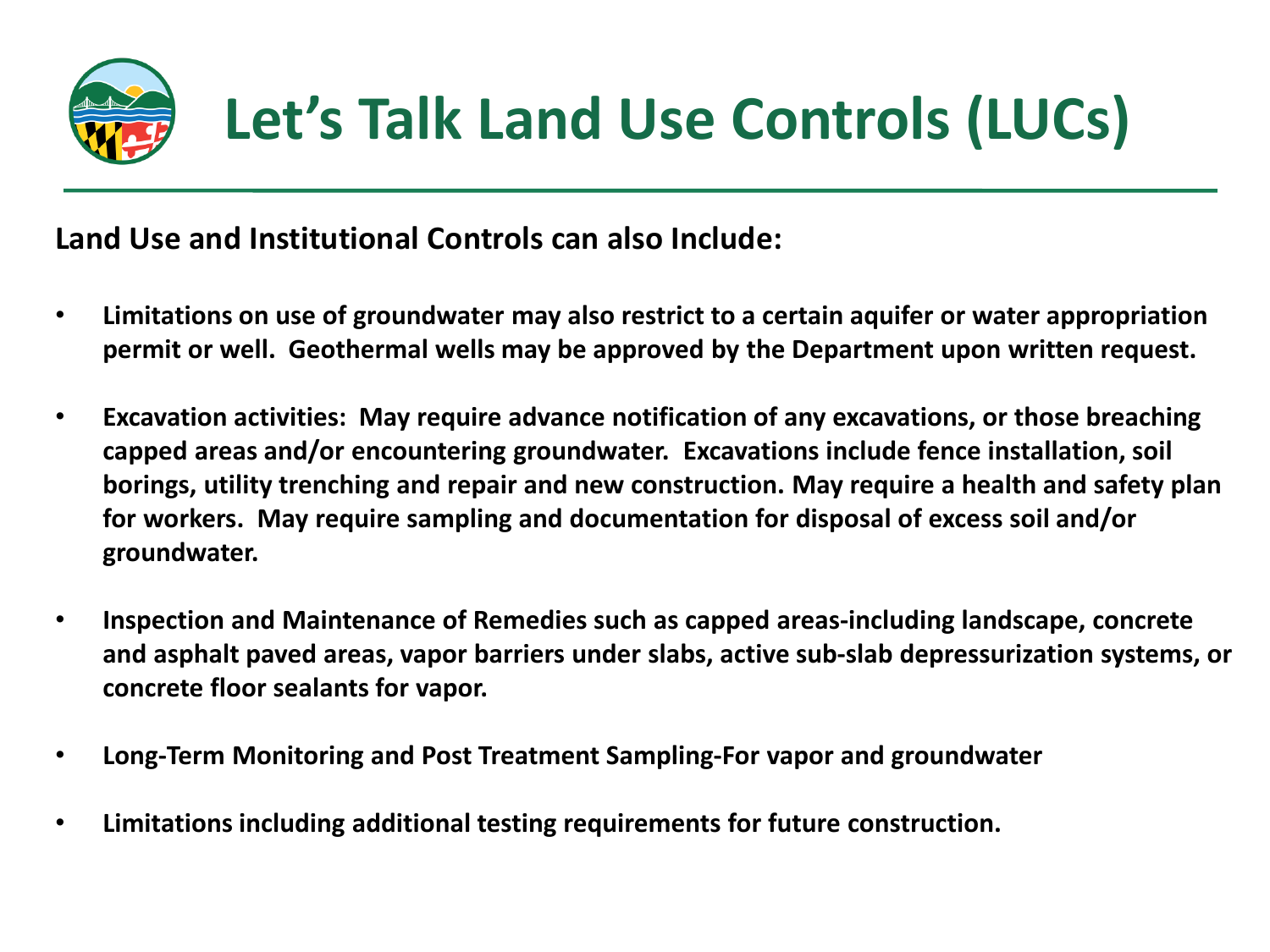# Let's Talk Land Use Controls (LUCs)

**Land Use and Institutional Controls can also Include:**

- **Limitations on use of groundwater may also restrict to a certain aquifer or water appropriation permit or well. Geothermal wells may be approved by the Department upon written request.**
- **Excavation activities: May require advance notification of any excavations, or those breaching capped areas and/or encountering groundwater. Excavations include fence installation, soil borings, utility trenching and repair and new construction. May require a health and safety plan for workers. May require sampling and documentation for disposal of excess soil and/or groundwater.**
- **Inspection and Maintenance of Remedies such as capped areas-including landscape, concrete and asphalt paved areas, vapor barriers under slabs, active sub-slab depressurization systems, or concrete floor sealants for vapor.**
- **Long-Term Monitoring and Post Treatment Sampling-For vapor and groundwater**
- **Limitations including additional testing requirements for future construction.**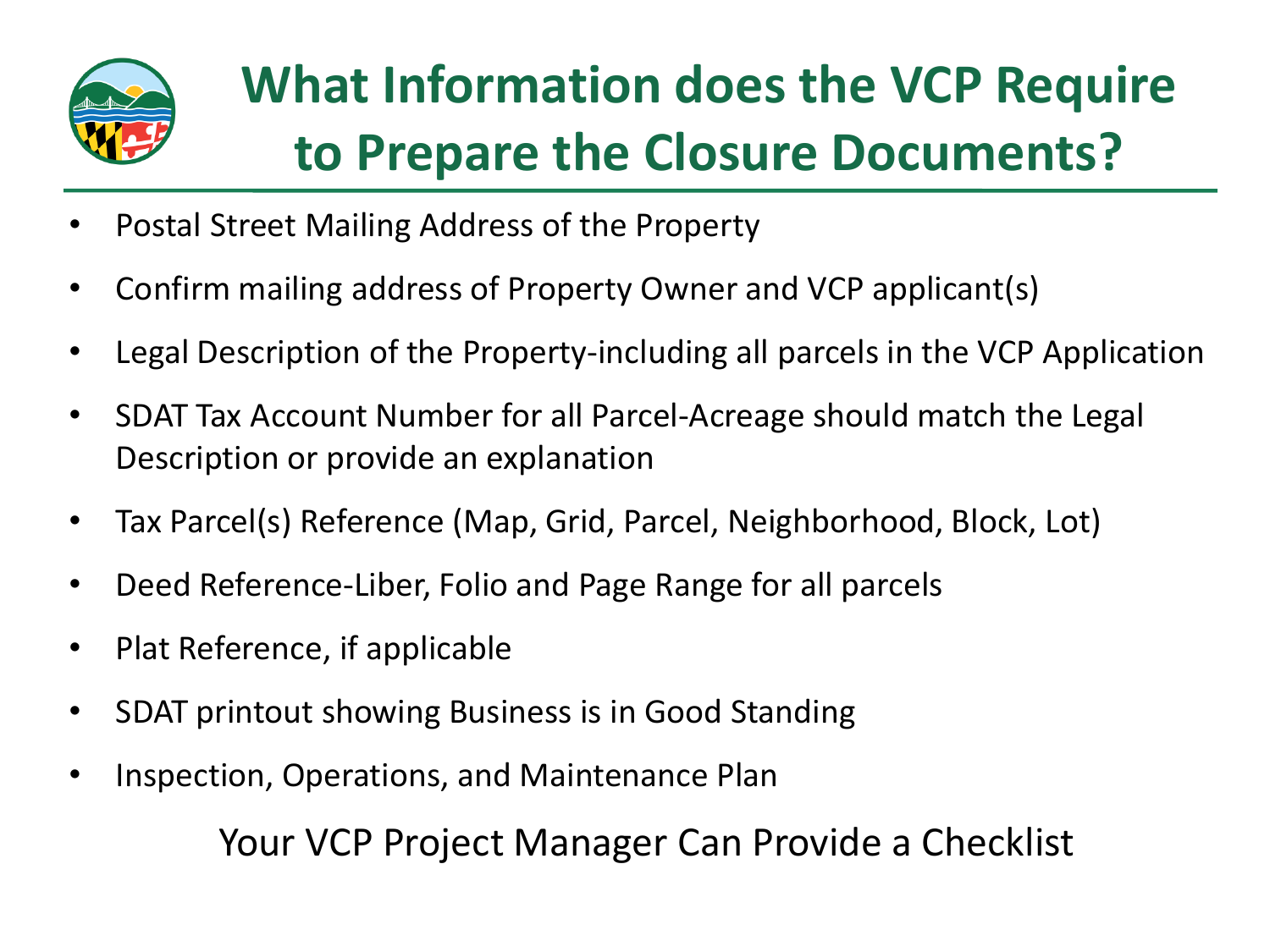# What Information does the VCP Require to Prepare the Closure Documents?

- Postal Street Mailing Address of the Property
- Confirm mailing address of Property Owner and VCP applicant(s)
- Legal Description of the Property-including all parcels in the VCP Application
- SDAT Tax Account Number for all Parcel-Acreage should match the Legal Description or provide an explanation
- Tax Parcel(s) Reference (Map, Grid, Parcel, Neighborhood, Block, Lot)
- Deed Reference-Liber, Folio and Page Range for all parcels
- Plat Reference, if applicable
- SDAT printout showing Business is in Good Standing
- Inspection, Operations, and Maintenance Plan

Your VCP Project Manager Can Provide a Checklist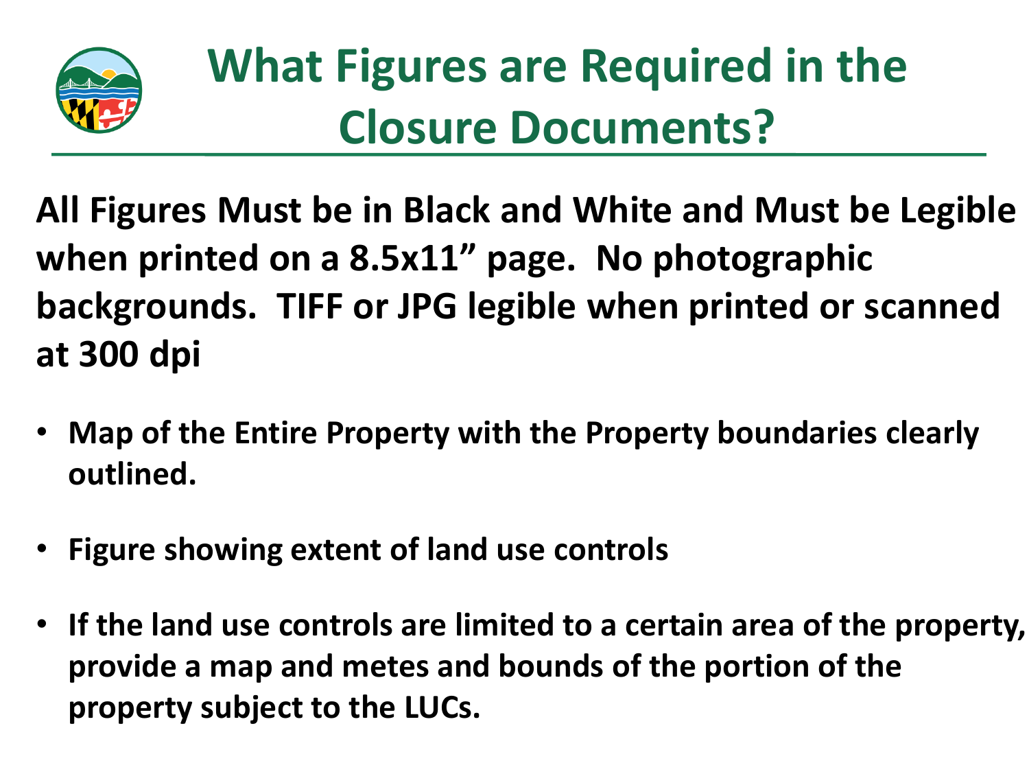# What Figures are Required in the Closure Documents?

**All Figures Must be in Black and White and Must be Legible when printed on a 8.5x11" page. No photographic backgrounds. TIFF or JPG legible when printed or scanned at 300 dpi**

- **Map of the Entire Property with the Property boundaries clearly outlined.**
- **Figure showing extent of land use controls**
- **If the land use controls are limited to a certain area of the property, provide a map and metes and bounds of the portion of the property subject to the LUCs.**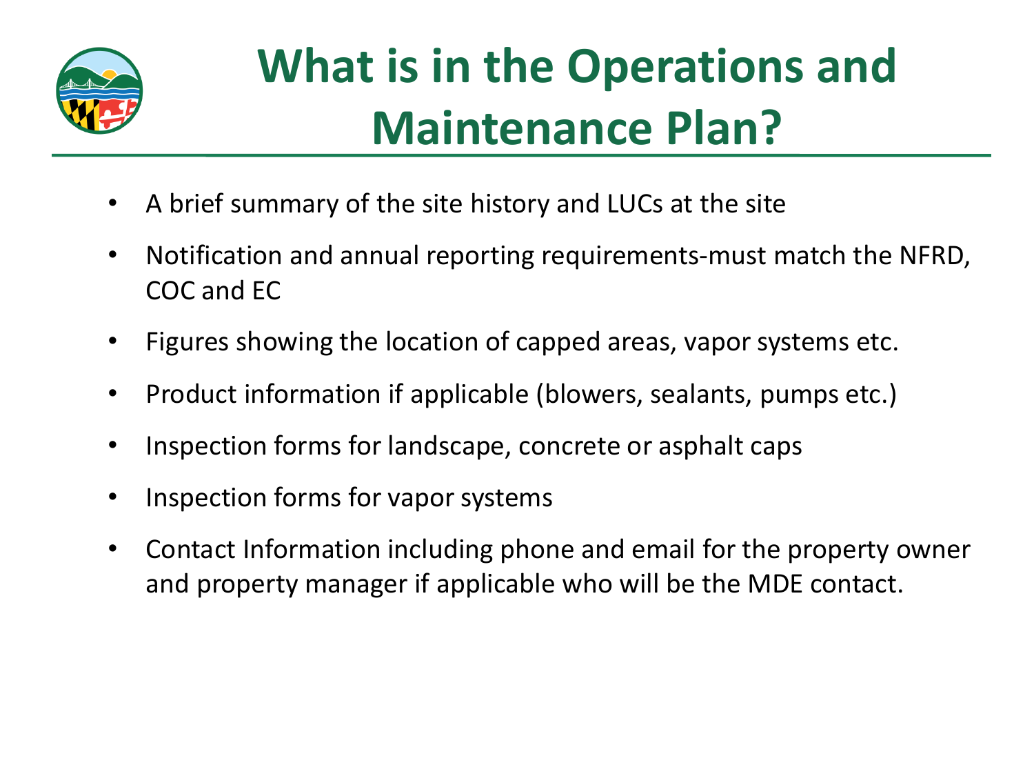# What is in the Operations and Maintenance Plan?

- A brief summary of the site history and LUCs at the site
- Notification and annual reporting requirements-must match the NFRD, COC and EC
- Figures showing the location of capped areas, vapor systems etc.
- Product information if applicable (blowers, sealants, pumps etc.)
- Inspection forms for landscape, concrete or asphalt caps
- Inspection forms for vapor systems
- Contact Information including phone and email for the property owner and property manager if applicable who will be the MDE contact.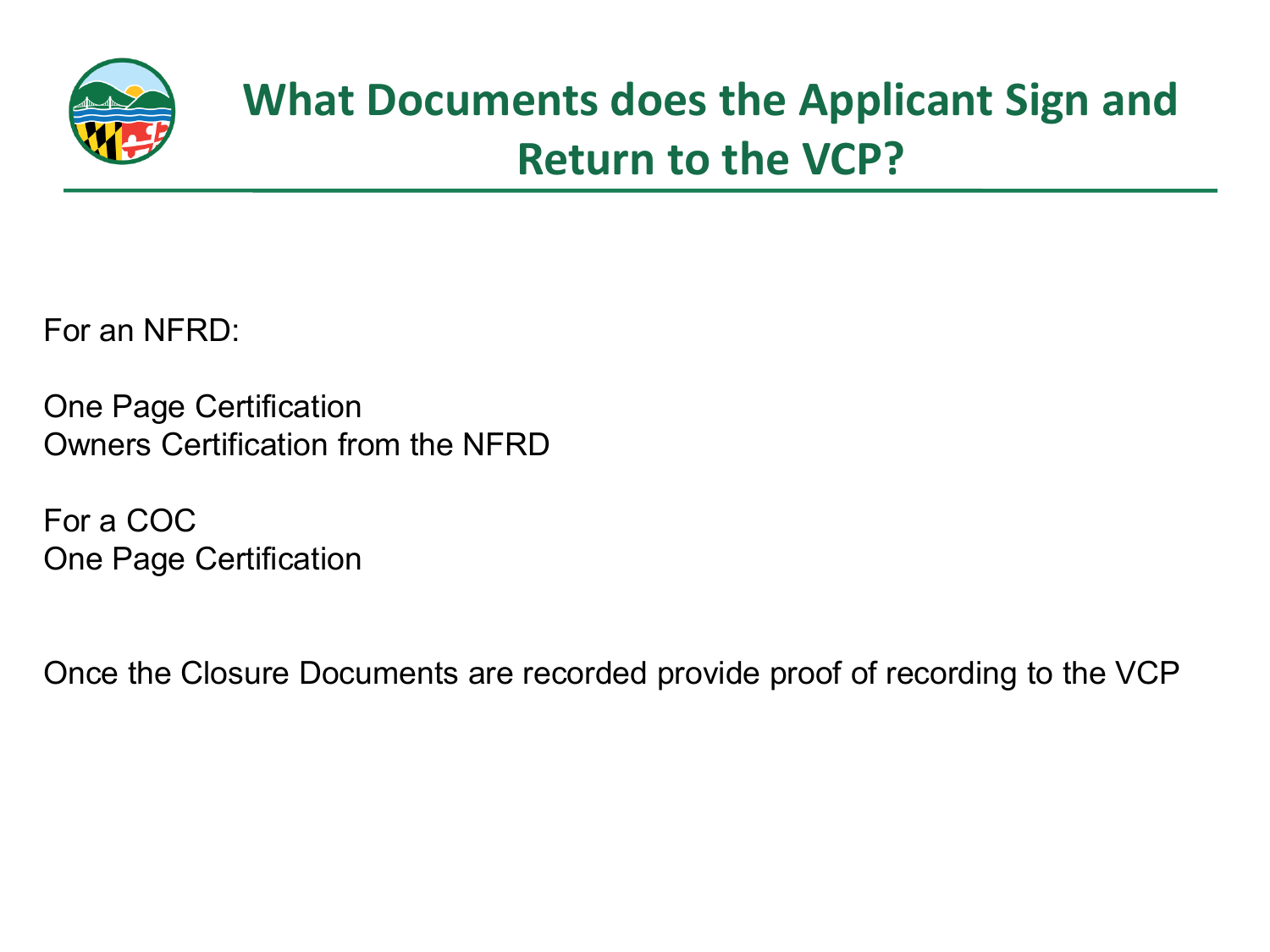# What Documents does the Applicant Sign and Return to the VCP?

For an NFRD:

One Page Certification
Owners Certification from the NFRD

For a COC
One Page Certification

Once the Closure Documents are recorded provide proof of recording to the VCP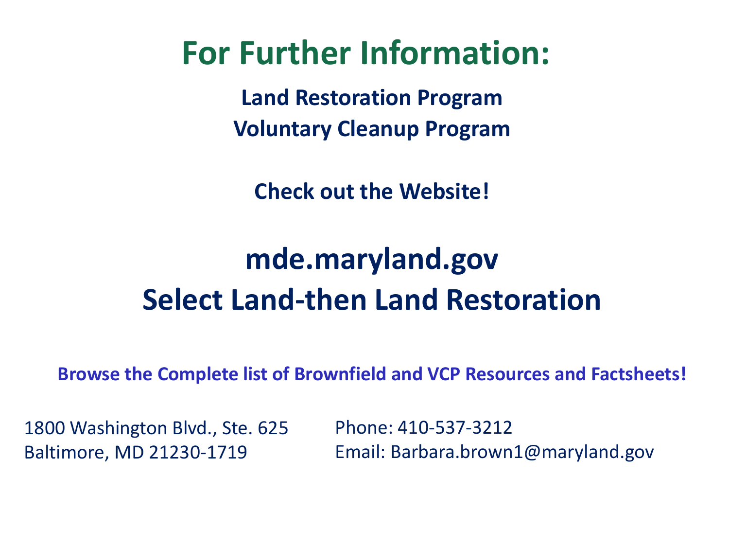# For Further Information:

**Land Restoration Program**
**Voluntary Cleanup Program**

**Check out the Website!**

## mde.maryland.gov
## Select Land-then Land Restoration

**Browse the Complete list of Brownfield and VCP Resources and Factsheets!**

1800 Washington Blvd., Ste. 625
Baltimore, MD 21230-1719

Phone: 410-537-3212
Email: Barbara.brown1@maryland.gov